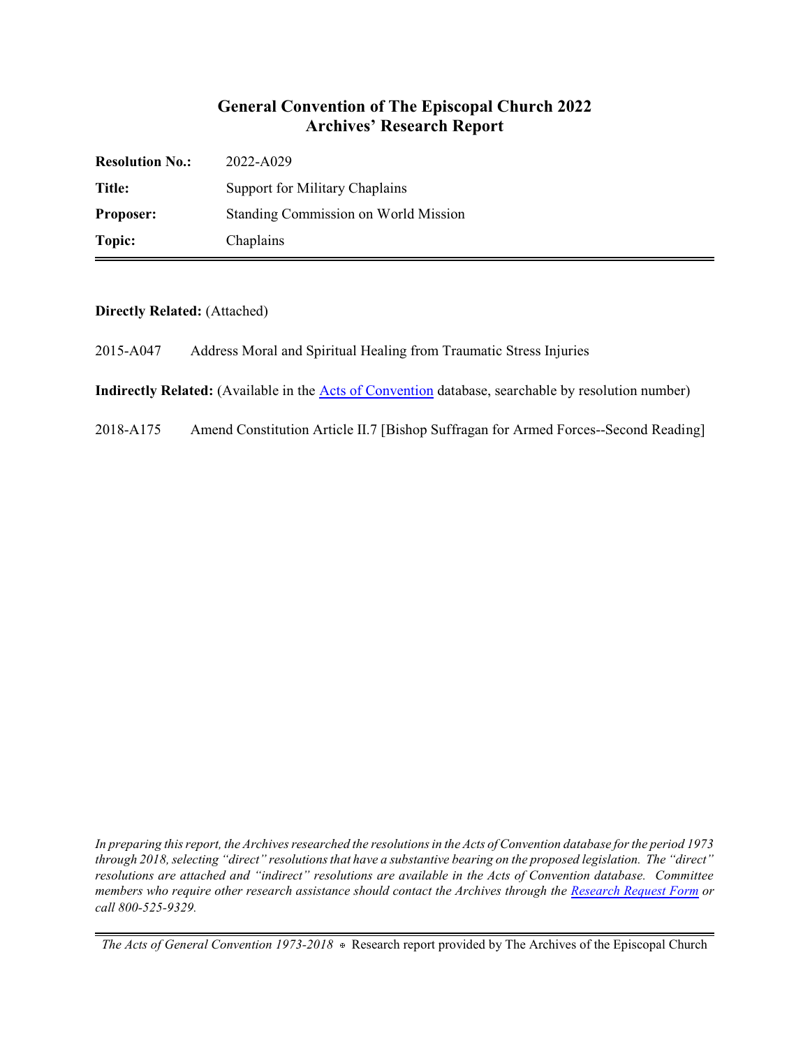# General Convention of The Episcopal Church 2022
## Archives' Research Report

| | |
|---|---|
| **Resolution No.:** | 2022-A029 |
| **Title:** | Support for Military Chaplains |
| **Proposer:** | Standing Commission on World Mission |
| **Topic:** | Chaplains |

**Directly Related:** (Attached)

2015-A047 Address Moral and Spiritual Healing from Traumatic Stress Injuries

**Indirectly Related:** (Available in the Acts of Convention database, searchable by resolution number)

2018-A175 Amend Constitution Article II.7 [Bishop Suffragan for Armed Forces--Second Reading]

*In preparing this report, the Archives researched the resolutions in the Acts of Convention database for the period 1973 through 2018, selecting "direct" resolutions that have a substantive bearing on the proposed legislation. The "direct" resolutions are attached and "indirect" resolutions are available in the Acts of Convention database. Committee members who require other research assistance should contact the Archives through the Research Request Form or call 800-525-9329.*

*The Acts of General Convention 1973-2018* ✠ Research report provided by The Archives of the Episcopal Church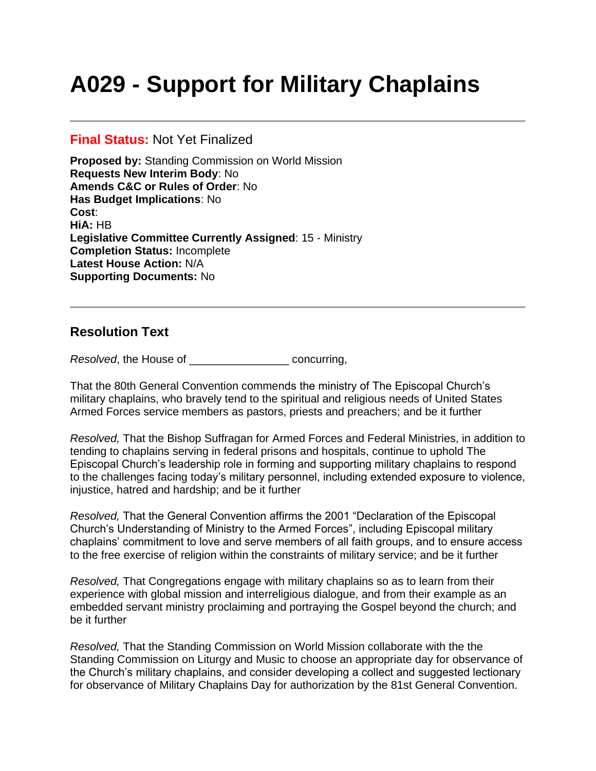# A029 - Support for Military Chaplains

---

**Final Status:** Not Yet Finalized

**Proposed by:** Standing Commission on World Mission
**Requests New Interim Body**: No
**Amends C&C or Rules of Order**: No
**Has Budget Implications**: No
**Cost**:
**HiA:** HB
**Legislative Committee Currently Assigned**: 15 - Ministry
**Completion Status:** Incomplete
**Latest House Action:** N/A
**Supporting Documents:** No

---

## Resolution Text

*Resolved*, the House of ________________ concurring,

That the 80th General Convention commends the ministry of The Episcopal Church's military chaplains, who bravely tend to the spiritual and religious needs of United States Armed Forces service members as pastors, priests and preachers; and be it further

*Resolved,* That the Bishop Suffragan for Armed Forces and Federal Ministries, in addition to tending to chaplains serving in federal prisons and hospitals, continue to uphold The Episcopal Church's leadership role in forming and supporting military chaplains to respond to the challenges facing today's military personnel, including extended exposure to violence, injustice, hatred and hardship; and be it further

*Resolved,* That the General Convention affirms the 2001 "Declaration of the Episcopal Church's Understanding of Ministry to the Armed Forces", including Episcopal military chaplains' commitment to love and serve members of all faith groups, and to ensure access to the free exercise of religion within the constraints of military service; and be it further

*Resolved,* That Congregations engage with military chaplains so as to learn from their experience with global mission and interreligious dialogue, and from their example as an embedded servant ministry proclaiming and portraying the Gospel beyond the church; and be it further

*Resolved,* That the Standing Commission on World Mission collaborate with the the Standing Commission on Liturgy and Music to choose an appropriate day for observance of the Church's military chaplains, and consider developing a collect and suggested lectionary for observance of Military Chaplains Day for authorization by the 81st General Convention.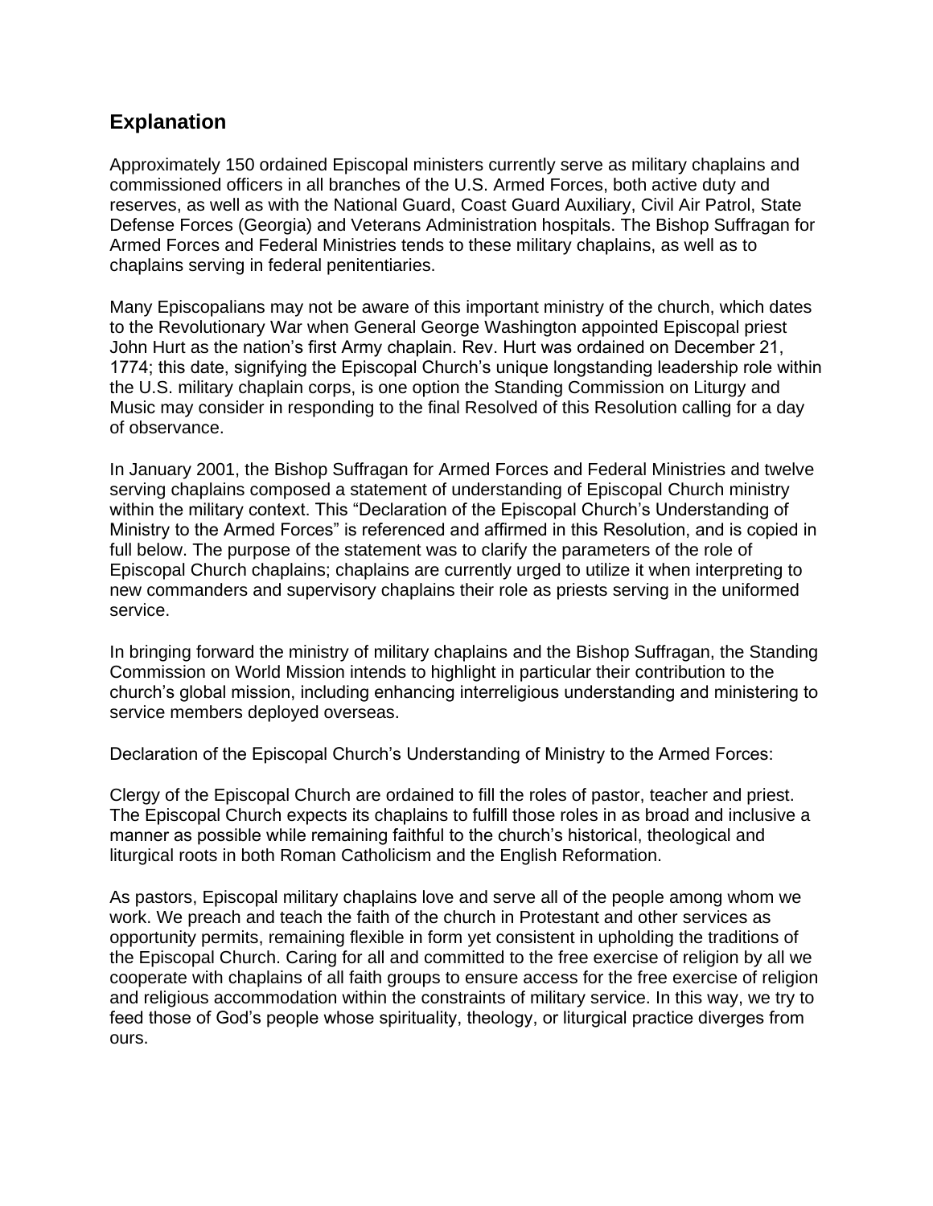## Explanation

Approximately 150 ordained Episcopal ministers currently serve as military chaplains and commissioned officers in all branches of the U.S. Armed Forces, both active duty and reserves, as well as with the National Guard, Coast Guard Auxiliary, Civil Air Patrol, State Defense Forces (Georgia) and Veterans Administration hospitals. The Bishop Suffragan for Armed Forces and Federal Ministries tends to these military chaplains, as well as to chaplains serving in federal penitentiaries.

Many Episcopalians may not be aware of this important ministry of the church, which dates to the Revolutionary War when General George Washington appointed Episcopal priest John Hurt as the nation's first Army chaplain. Rev. Hurt was ordained on December 21, 1774; this date, signifying the Episcopal Church's unique longstanding leadership role within the U.S. military chaplain corps, is one option the Standing Commission on Liturgy and Music may consider in responding to the final Resolved of this Resolution calling for a day of observance.

In January 2001, the Bishop Suffragan for Armed Forces and Federal Ministries and twelve serving chaplains composed a statement of understanding of Episcopal Church ministry within the military context. This "Declaration of the Episcopal Church's Understanding of Ministry to the Armed Forces" is referenced and affirmed in this Resolution, and is copied in full below. The purpose of the statement was to clarify the parameters of the role of Episcopal Church chaplains; chaplains are currently urged to utilize it when interpreting to new commanders and supervisory chaplains their role as priests serving in the uniformed service.

In bringing forward the ministry of military chaplains and the Bishop Suffragan, the Standing Commission on World Mission intends to highlight in particular their contribution to the church's global mission, including enhancing interreligious understanding and ministering to service members deployed overseas.

Declaration of the Episcopal Church's Understanding of Ministry to the Armed Forces:

Clergy of the Episcopal Church are ordained to fill the roles of pastor, teacher and priest. The Episcopal Church expects its chaplains to fulfill those roles in as broad and inclusive a manner as possible while remaining faithful to the church's historical, theological and liturgical roots in both Roman Catholicism and the English Reformation.

As pastors, Episcopal military chaplains love and serve all of the people among whom we work. We preach and teach the faith of the church in Protestant and other services as opportunity permits, remaining flexible in form yet consistent in upholding the traditions of the Episcopal Church. Caring for all and committed to the free exercise of religion by all we cooperate with chaplains of all faith groups to ensure access for the free exercise of religion and religious accommodation within the constraints of military service. In this way, we try to feed those of God's people whose spirituality, theology, or liturgical practice diverges from ours.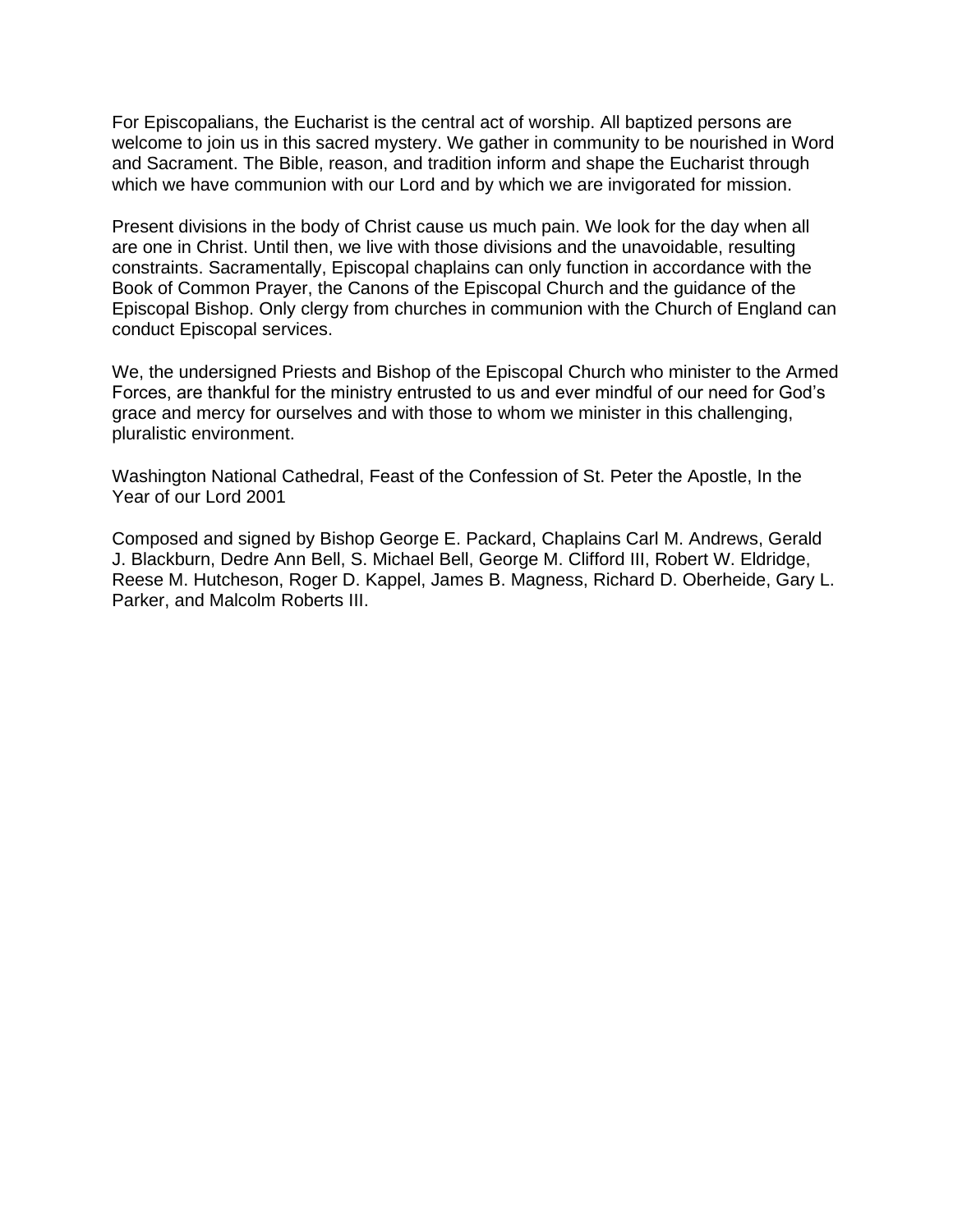For Episcopalians, the Eucharist is the central act of worship. All baptized persons are welcome to join us in this sacred mystery. We gather in community to be nourished in Word and Sacrament. The Bible, reason, and tradition inform and shape the Eucharist through which we have communion with our Lord and by which we are invigorated for mission.

Present divisions in the body of Christ cause us much pain. We look for the day when all are one in Christ. Until then, we live with those divisions and the unavoidable, resulting constraints. Sacramentally, Episcopal chaplains can only function in accordance with the Book of Common Prayer, the Canons of the Episcopal Church and the guidance of the Episcopal Bishop. Only clergy from churches in communion with the Church of England can conduct Episcopal services.

We, the undersigned Priests and Bishop of the Episcopal Church who minister to the Armed Forces, are thankful for the ministry entrusted to us and ever mindful of our need for God's grace and mercy for ourselves and with those to whom we minister in this challenging, pluralistic environment.

Washington National Cathedral, Feast of the Confession of St. Peter the Apostle, In the Year of our Lord 2001

Composed and signed by Bishop George E. Packard, Chaplains Carl M. Andrews, Gerald J. Blackburn, Dedre Ann Bell, S. Michael Bell, George M. Clifford III, Robert W. Eldridge, Reese M. Hutcheson, Roger D. Kappel, James B. Magness, Richard D. Oberheide, Gary L. Parker, and Malcolm Roberts III.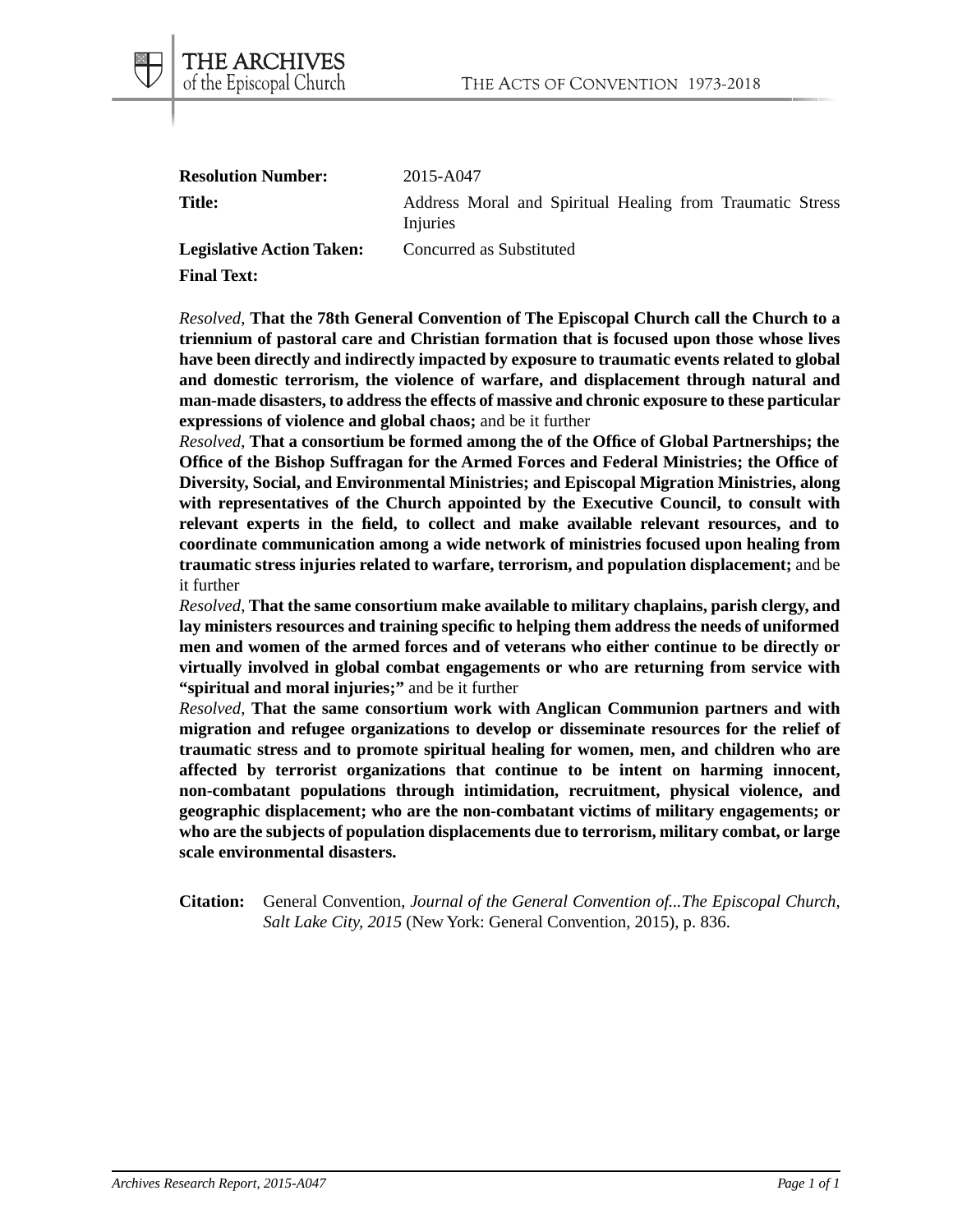**Resolution Number:** 2015-A047

**Title:** Address Moral and Spiritual Healing from Traumatic Stress Injuries

**Legislative Action Taken:** Concurred as Substituted

**Final Text:**

*Resolved,* **That the 78th General Convention of The Episcopal Church call the Church to a triennium of pastoral care and Christian formation that is focused upon those whose lives have been directly and indirectly impacted by exposure to traumatic events related to global and domestic terrorism, the violence of warfare, and displacement through natural and man-made disasters, to address the effects of massive and chronic exposure to these particular expressions of violence and global chaos;** and be it further

*Resolved,* **That a consortium be formed among the of the Office of Global Partnerships; the Office of the Bishop Suffragan for the Armed Forces and Federal Ministries; the Office of Diversity, Social, and Environmental Ministries; and Episcopal Migration Ministries, along with representatives of the Church appointed by the Executive Council, to consult with relevant experts in the field, to collect and make available relevant resources, and to coordinate communication among a wide network of ministries focused upon healing from traumatic stress injuries related to warfare, terrorism, and population displacement;** and be it further

*Resolved,* **That the same consortium make available to military chaplains, parish clergy, and lay ministers resources and training specific to helping them address the needs of uniformed men and women of the armed forces and of veterans who either continue to be directly or virtually involved in global combat engagements or who are returning from service with "spiritual and moral injuries;"** and be it further

*Resolved,* **That the same consortium work with Anglican Communion partners and with migration and refugee organizations to develop or disseminate resources for the relief of traumatic stress and to promote spiritual healing for women, men, and children who are affected by terrorist organizations that continue to be intent on harming innocent, non-combatant populations through intimidation, recruitment, physical violence, and geographic displacement; who are the non-combatant victims of military engagements; or who are the subjects of population displacements due to terrorism, military combat, or large scale environmental disasters.**

**Citation:** General Convention, *Journal of the General Convention of...The Episcopal Church, Salt Lake City, 2015* (New York: General Convention, 2015), p. 836.